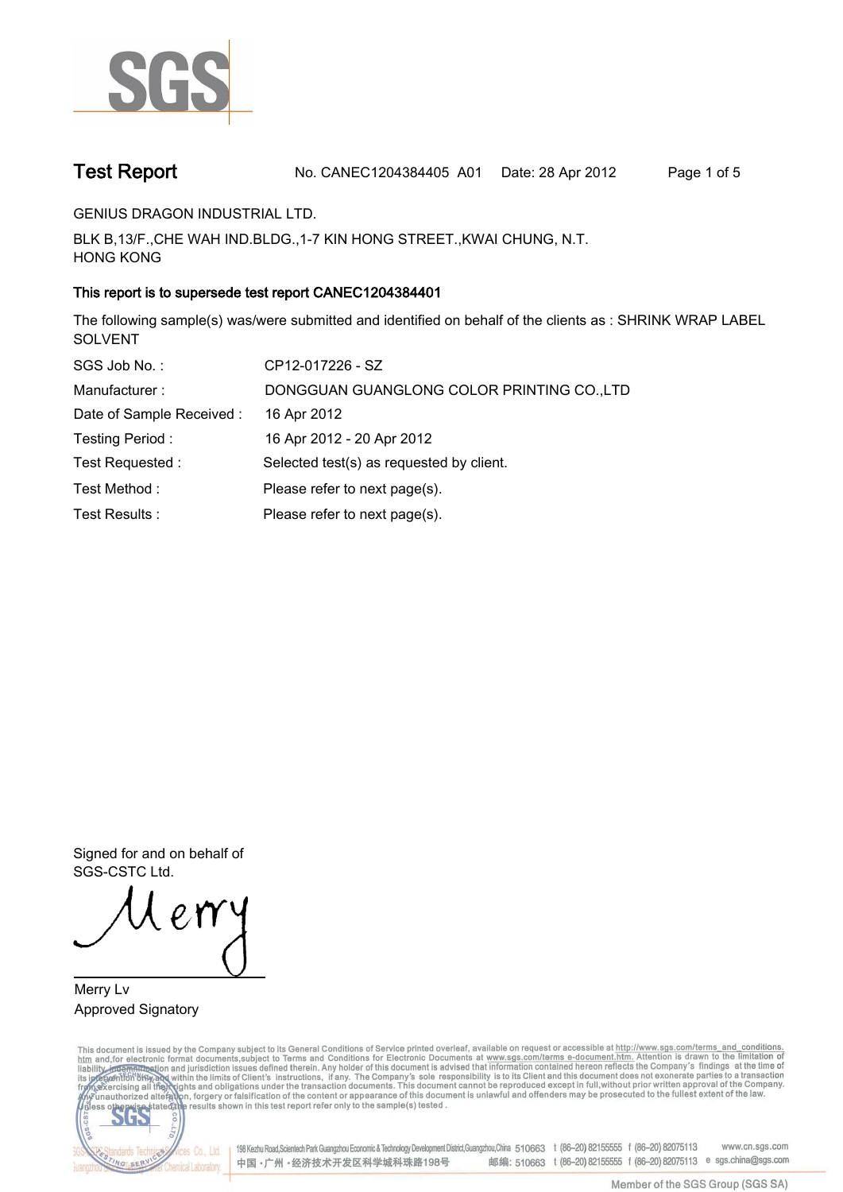# Test Report

No. CANEC1204384405 A01 Date: 28 Apr 2012

GENIUS DRAGON INDUSTRIAL LTD.

BLK B,13/F.,CHE WAH IND.BLDG.,1-7 KIN HONG STREET.,KWAI CHUNG, N.T.
HONG KONG

**This report is to supersede test report CANEC1204384401**

The following sample(s) was/were submitted and identified on behalf of the clients as : SHRINK WRAP LABEL SOLVENT

| | |
|---|---|
| SGS Job No. : | CP12-017226 - SZ |
| Manufacturer : | DONGGUAN GUANGLONG COLOR PRINTING CO.,LTD |
| Date of Sample Received : | 16 Apr 2012 |
| Testing Period : | 16 Apr 2012 - 20 Apr 2012 |
| Test Requested : | Selected test(s) as requested by client. |
| Test Method : | Please refer to next page(s). |
| Test Results : | Please refer to next page(s). |

Signed for and on behalf of
SGS-CSTC Ltd.

Merry Lv
Approved Signatory

This document is issued by the Company subject to its General Conditions of Service printed overleaf, available on request or accessible at http://www.sgs.com/terms_and_conditions.htm and,for electronic format documents,subject to Terms and Conditions for Electronic Documents at www.sgs.com/terms_e-document.htm. Attention is drawn to the limitation of liability, indemnification and jurisdiction issues defined therein. Any holder of this document is advised that information contained hereon reflects the Company's findings at the time of its intervention only and within the limits of Client's instructions, if any. The Company's sole responsibility is to its Client and this document does not exonerate parties to a transaction from exercising all their rights and obligations under the transaction documents. This document cannot be reproduced except in full,without prior written approval of the Company. Any unauthorized alteration, forgery or falsification of the content or appearance of this document is unlawful and offenders may be prosecuted to the fullest extent of the law. Unless otherwise stated the results shown in this test report refer only to the sample(s) tested .

198 Kezhu Road,Scientech Park Guangzhou Economic & Technology Development District,Guangzhou,China 510663 t (86–20) 82155555 f (86–20) 82075113 www.cn.sgs.com
中国 ·广州 ·经济技术开发区科学城科珠路198号 邮编: 510663 t (86–20) 82155555 f (86–20) 82075113 e sgs.china@sgs.com

Member of the SGS Group (SGS SA)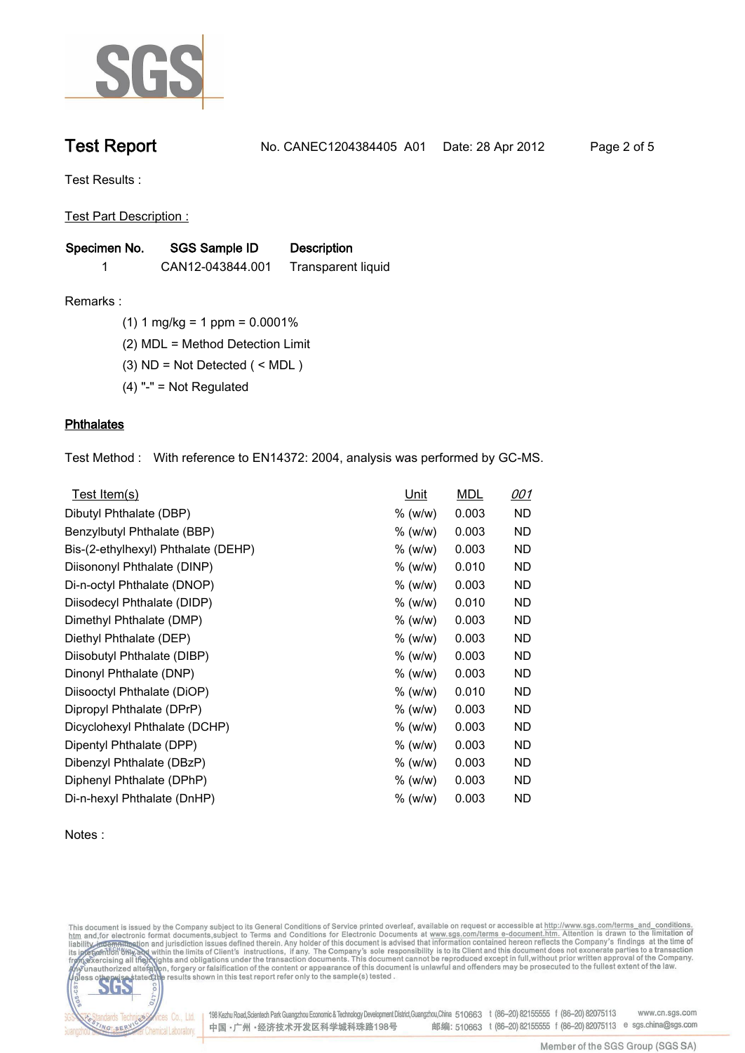# Test Report

No. CANEC1204384405 A01 Date: 28 Apr 2012

Test Results :

Test Part Description :

| Specimen No. | SGS Sample ID | Description |
|---|---|---|
| 1 | CAN12-043844.001 | Transparent liquid |

Remarks :

(1) 1 mg/kg = 1 ppm = 0.0001%

(2) MDL = Method Detection Limit

(3) ND = Not Detected ( < MDL )

(4) "-" = Not Regulated

## Phthalates

Test Method : With reference to EN14372: 2004, analysis was performed by GC-MS.

| Test Item(s) | Unit | MDL | 001 |
|---|---|---|---|
| Dibutyl Phthalate (DBP) | % (w/w) | 0.003 | ND |
| Benzylbutyl Phthalate (BBP) | % (w/w) | 0.003 | ND |
| Bis-(2-ethylhexyl) Phthalate (DEHP) | % (w/w) | 0.003 | ND |
| Diisononyl Phthalate (DINP) | % (w/w) | 0.010 | ND |
| Di-n-octyl Phthalate (DNOP) | % (w/w) | 0.003 | ND |
| Diisodecyl Phthalate (DIDP) | % (w/w) | 0.010 | ND |
| Dimethyl Phthalate (DMP) | % (w/w) | 0.003 | ND |
| Diethyl Phthalate (DEP) | % (w/w) | 0.003 | ND |
| Diisobutyl Phthalate (DIBP) | % (w/w) | 0.003 | ND |
| Dinonyl Phthalate (DNP) | % (w/w) | 0.003 | ND |
| Diisooctyl Phthalate (DiOP) | % (w/w) | 0.010 | ND |
| Dipropyl Phthalate (DPrP) | % (w/w) | 0.003 | ND |
| Dicyclohexyl Phthalate (DCHP) | % (w/w) | 0.003 | ND |
| Dipentyl Phthalate (DPP) | % (w/w) | 0.003 | ND |
| Dibenzyl Phthalate (DBzP) | % (w/w) | 0.003 | ND |
| Diphenyl Phthalate (DPhP) | % (w/w) | 0.003 | ND |
| Di-n-hexyl Phthalate (DnHP) | % (w/w) | 0.003 | ND |

Notes :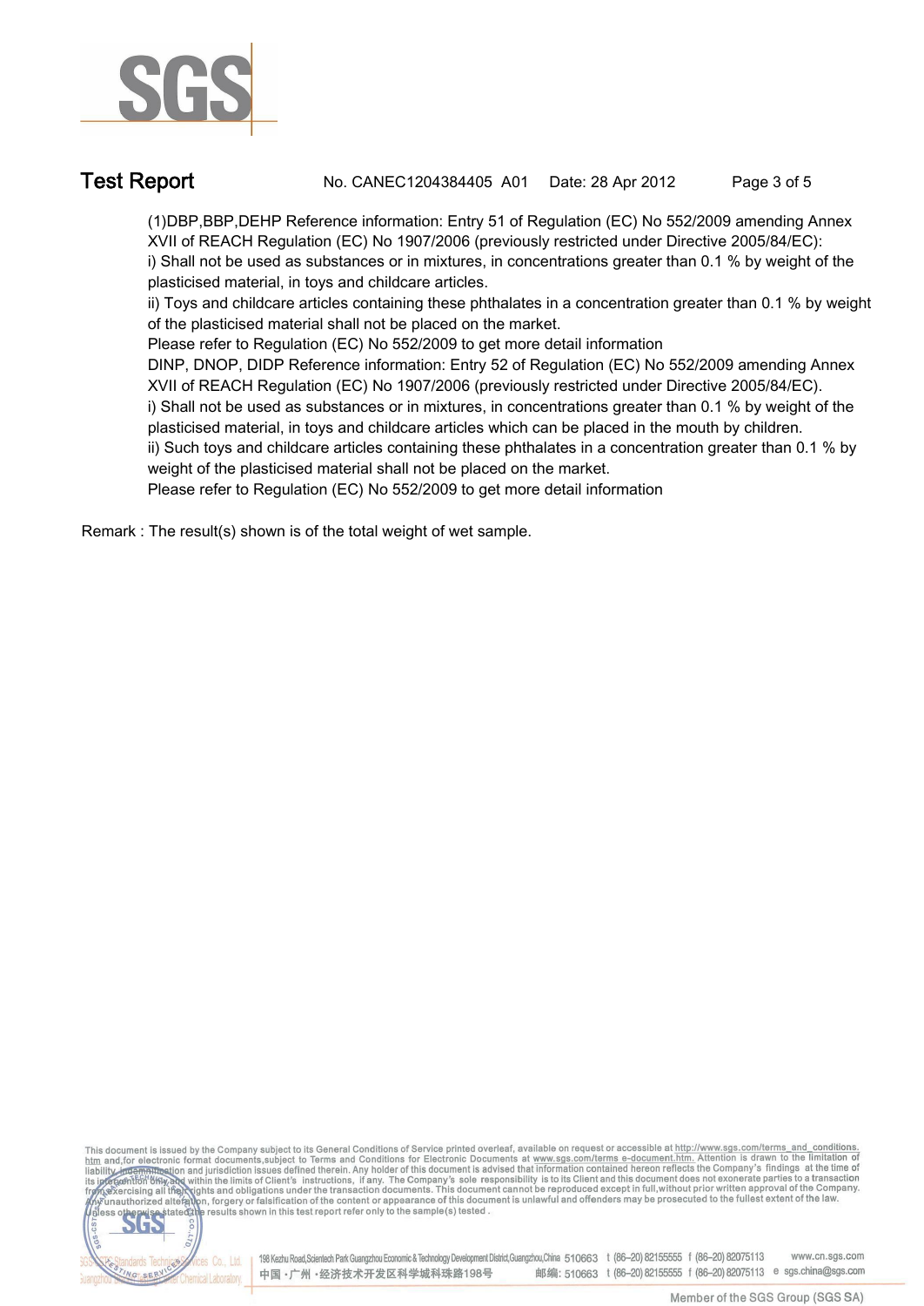(1)DBP,BBP,DEHP Reference information: Entry 51 of Regulation (EC) No 552/2009 amending Annex XVII of REACH Regulation (EC) No 1907/2006 (previously restricted under Directive 2005/84/EC):

i) Shall not be used as substances or in mixtures, in concentrations greater than 0.1 % by weight of the plasticised material, in toys and childcare articles.

ii) Toys and childcare articles containing these phthalates in a concentration greater than 0.1 % by weight of the plasticised material shall not be placed on the market.

Please refer to Regulation (EC) No 552/2009 to get more detail information

DINP, DNOP, DIDP Reference information: Entry 52 of Regulation (EC) No 552/2009 amending Annex XVII of REACH Regulation (EC) No 1907/2006 (previously restricted under Directive 2005/84/EC).

i) Shall not be used as substances or in mixtures, in concentrations greater than 0.1 % by weight of the plasticised material, in toys and childcare articles which can be placed in the mouth by children.

ii) Such toys and childcare articles containing these phthalates in a concentration greater than 0.1 % by weight of the plasticised material shall not be placed on the market.

Please refer to Regulation (EC) No 552/2009 to get more detail information

Remark : The result(s) shown is of the total weight of wet sample.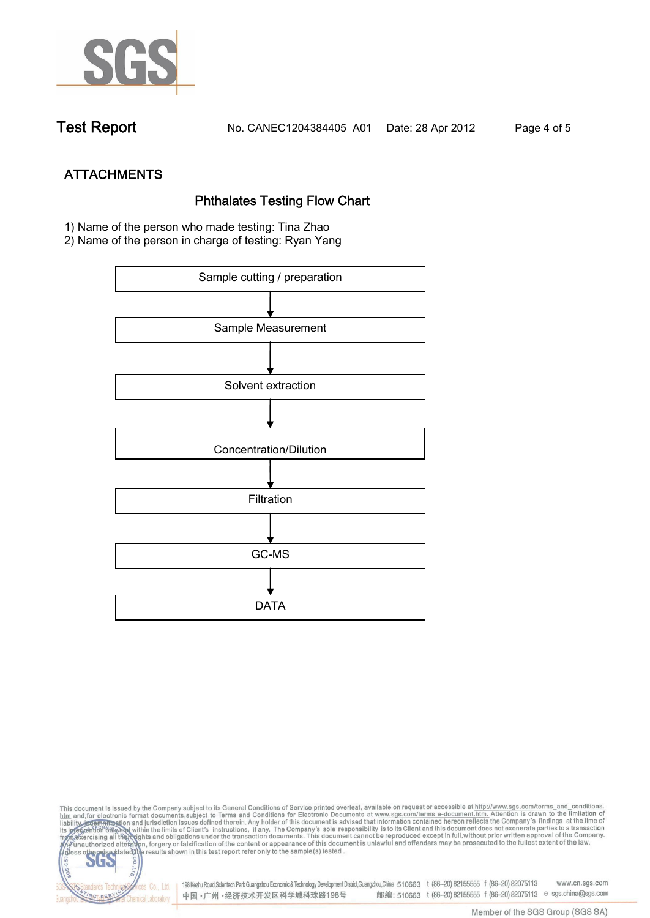## ATTACHMENTS

### Phthalates Testing Flow Chart

1) Name of the person who made testing: Tina Zhao
2) Name of the person in charge of testing: Ryan Yang

Sample cutting / preparation

↓

Sample Measurement

↓

Solvent extraction

↓

Concentration/Dilution

↓

Filtration

↓

GC-MS

↓

DATA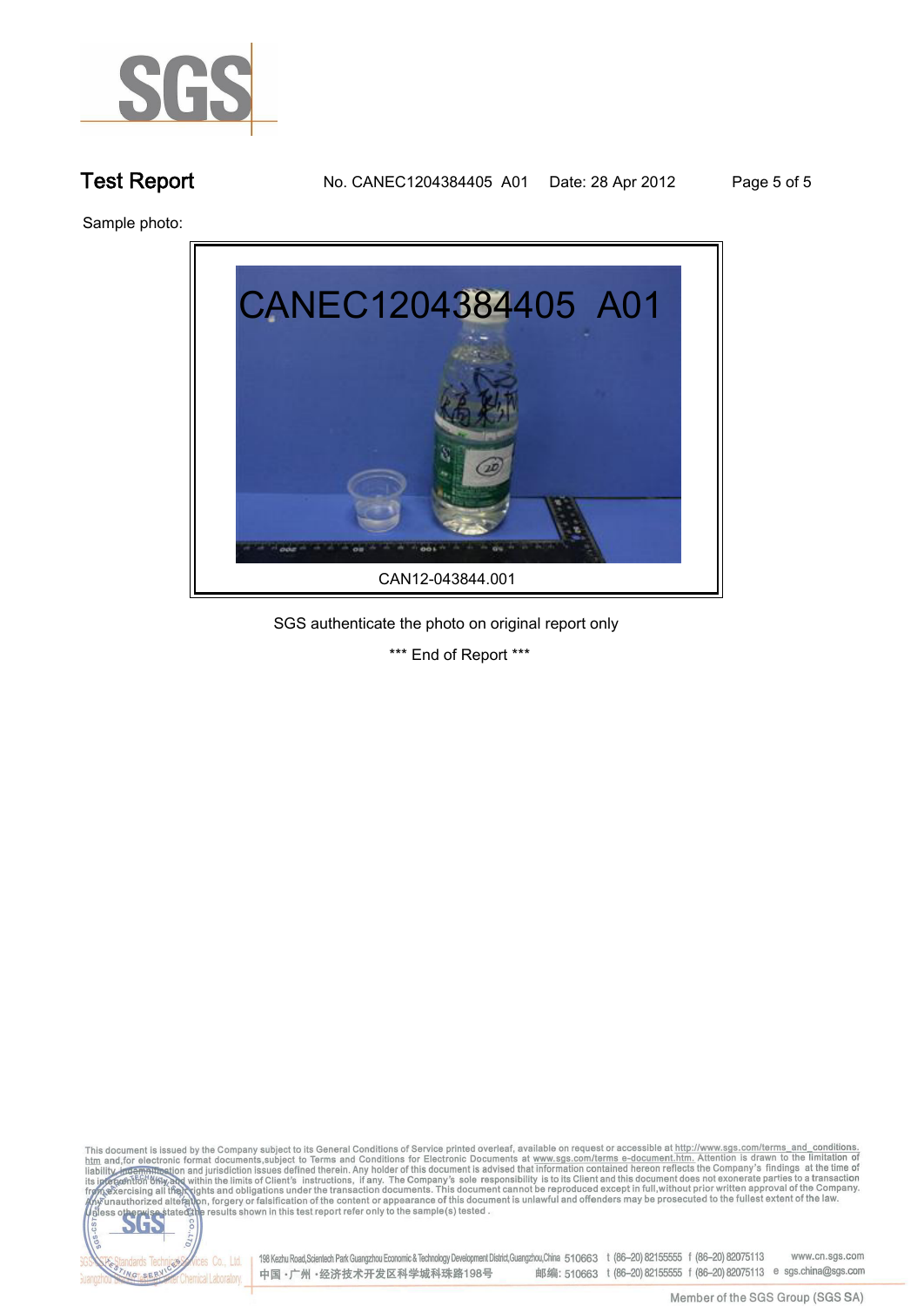Sample photo:

CAN12-043844.001

SGS authenticate the photo on original report only

\*\*\* End of Report \*\*\*

This document is issued by the Company subject to its General Conditions of Service printed overleaf, available on request or accessible at http://www.sgs.com/terms_and_conditions.htm and,for electronic format documents,subject to Terms and Conditions for Electronic Documents at www.sgs.com/terms_e-document.htm. Attention is drawn to the limitation of liability, indemnification and jurisdiction issues defined therein. Any holder of this document is advised that information contained hereon reflects the Company's findings at the time of its intervention only and within the limits of Client's instructions, if any. The Company's sole responsibility is to its Client and this document does not exonerate parties to a transaction from exercising all their rights and obligations under the transaction documents. This document cannot be reproduced except in full,without prior written approval of the Company. Any unauthorized alteration, forgery or falsification of the content or appearance of this document is unlawful and offenders may be prosecuted to the fullest extent of the law. Unless otherwise stated the results shown in this test report refer only to the sample(s) tested .

SGS-CSTC Standards Technical Services Co., Ltd. Guangzhou Branch Chemical Laboratory.

198 Kezhu Road,Scientech Park Guangzhou Economic & Technology Development District,Guangzhou,China 510663 t (86–20) 82155555 f (86–20) 82075113 www.cn.sgs.com

中国 · 广州 · 经济技术开发区科学城科珠路198号 邮编: 510663 t (86–20) 82155555 f (86–20) 82075113 e sgs.china@sgs.com

Member of the SGS Group (SGS SA)